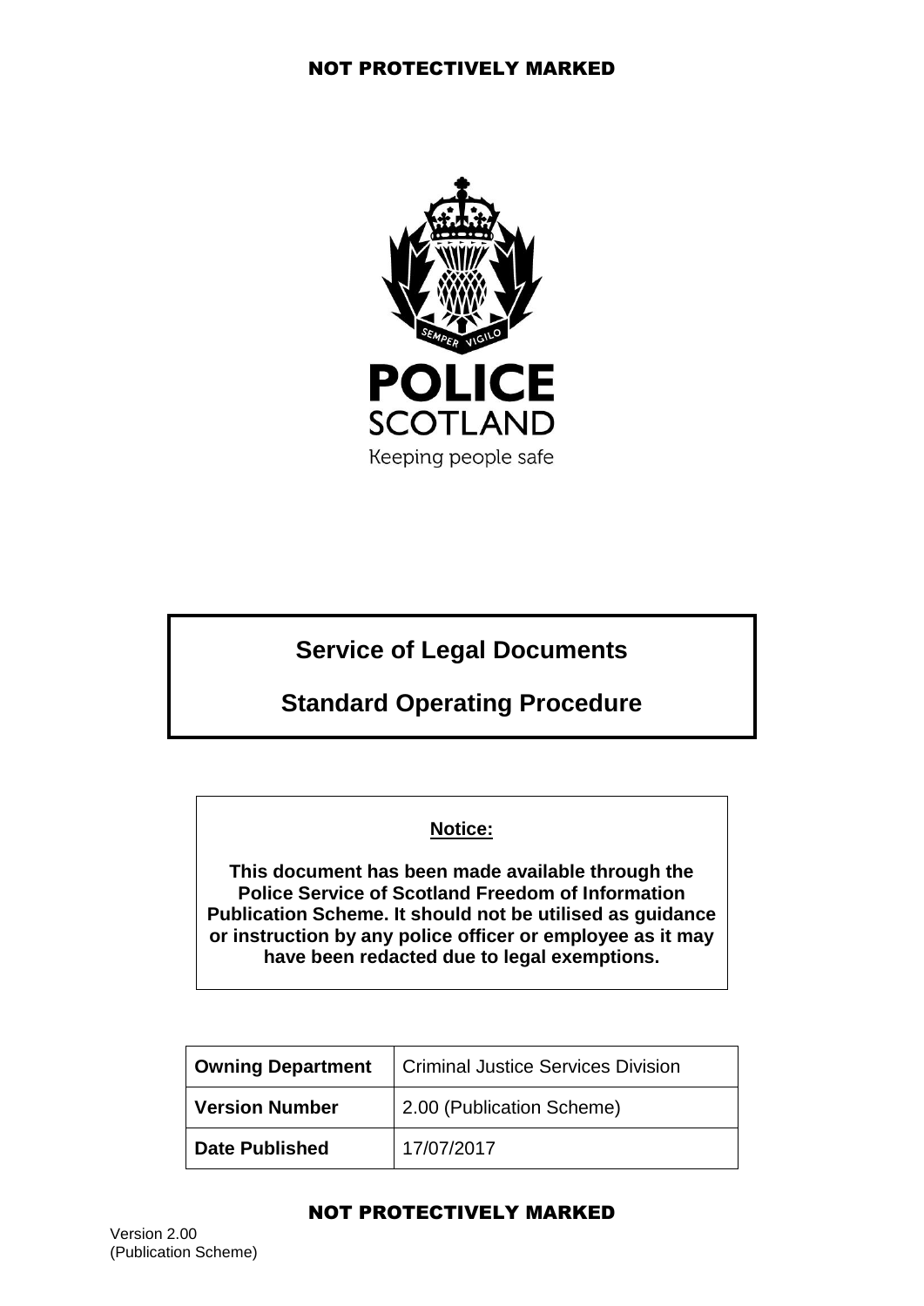NOT PROTECTIVELY MARKED

POLICE SCOTLAND

Keeping people safe

# Service of Legal Documents

# Standard Operating Procedure

**Notice:**

**This document has been made available through the Police Service of Scotland Freedom of Information Publication Scheme. It should not be utilised as guidance or instruction by any police officer or employee as it may have been redacted due to legal exemptions.**

| **Owning Department** | Criminal Justice Services Division |
|---|---|
| **Version Number** | 2.00 (Publication Scheme) |
| **Date Published** | 17/07/2017 |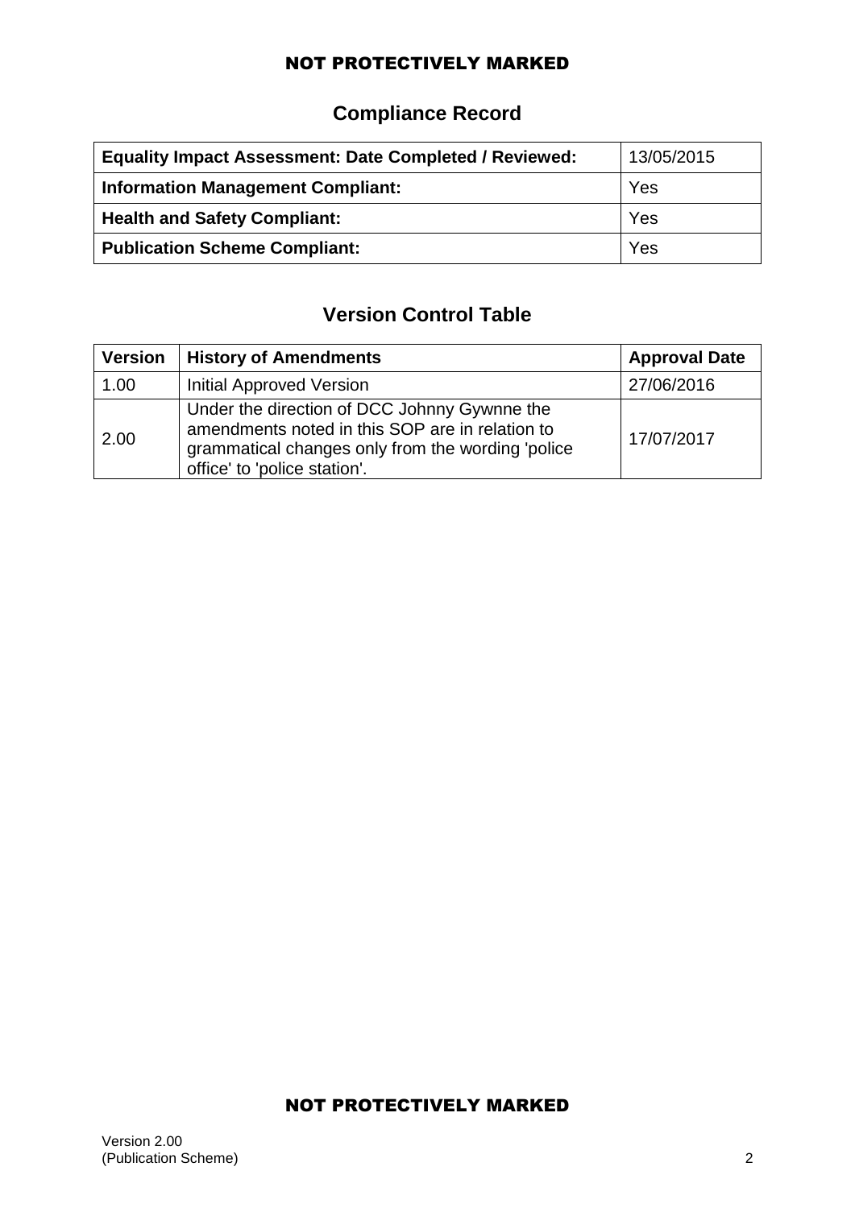## Compliance Record

| | |
|---|---|
| **Equality Impact Assessment: Date Completed / Reviewed:** | 13/05/2015 |
| **Information Management Compliant:** | Yes |
| **Health and Safety Compliant:** | Yes |
| **Publication Scheme Compliant:** | Yes |

## Version Control Table

| Version | History of Amendments | Approval Date |
|---|---|---|
| 1.00 | Initial Approved Version | 27/06/2016 |
| 2.00 | Under the direction of DCC Johnny Gywnne the amendments noted in this SOP are in relation to grammatical changes only from the wording 'police office' to 'police station'. | 17/07/2017 |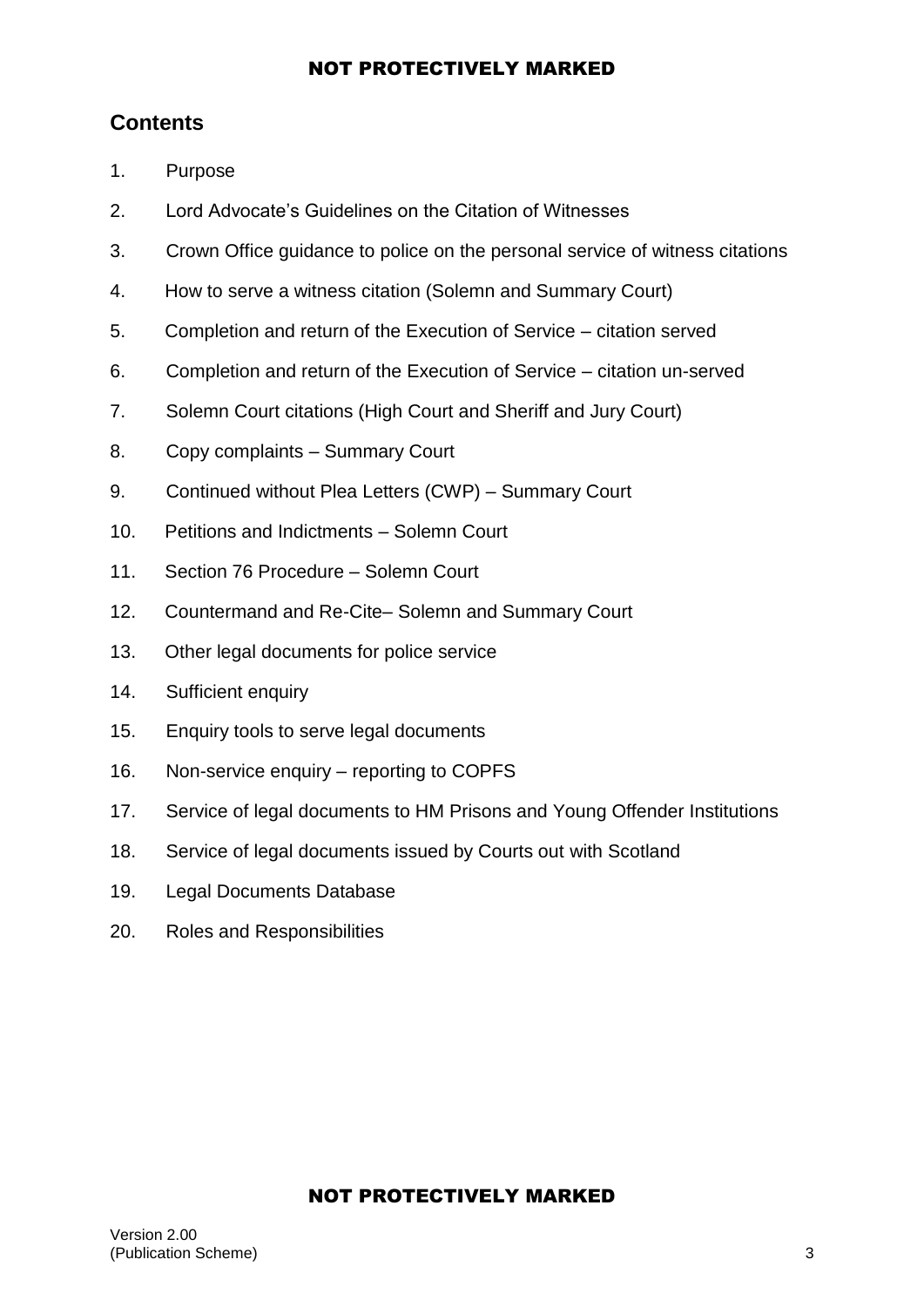## Contents

1. Purpose
2. Lord Advocate's Guidelines on the Citation of Witnesses
3. Crown Office guidance to police on the personal service of witness citations
4. How to serve a witness citation (Solemn and Summary Court)
5. Completion and return of the Execution of Service – citation served
6. Completion and return of the Execution of Service – citation un-served
7. Solemn Court citations (High Court and Sheriff and Jury Court)
8. Copy complaints – Summary Court
9. Continued without Plea Letters (CWP) – Summary Court
10. Petitions and Indictments – Solemn Court
11. Section 76 Procedure – Solemn Court
12. Countermand and Re-Cite– Solemn and Summary Court
13. Other legal documents for police service
14. Sufficient enquiry
15. Enquiry tools to serve legal documents
16. Non-service enquiry – reporting to COPFS
17. Service of legal documents to HM Prisons and Young Offender Institutions
18. Service of legal documents issued by Courts out with Scotland
19. Legal Documents Database
20. Roles and Responsibilities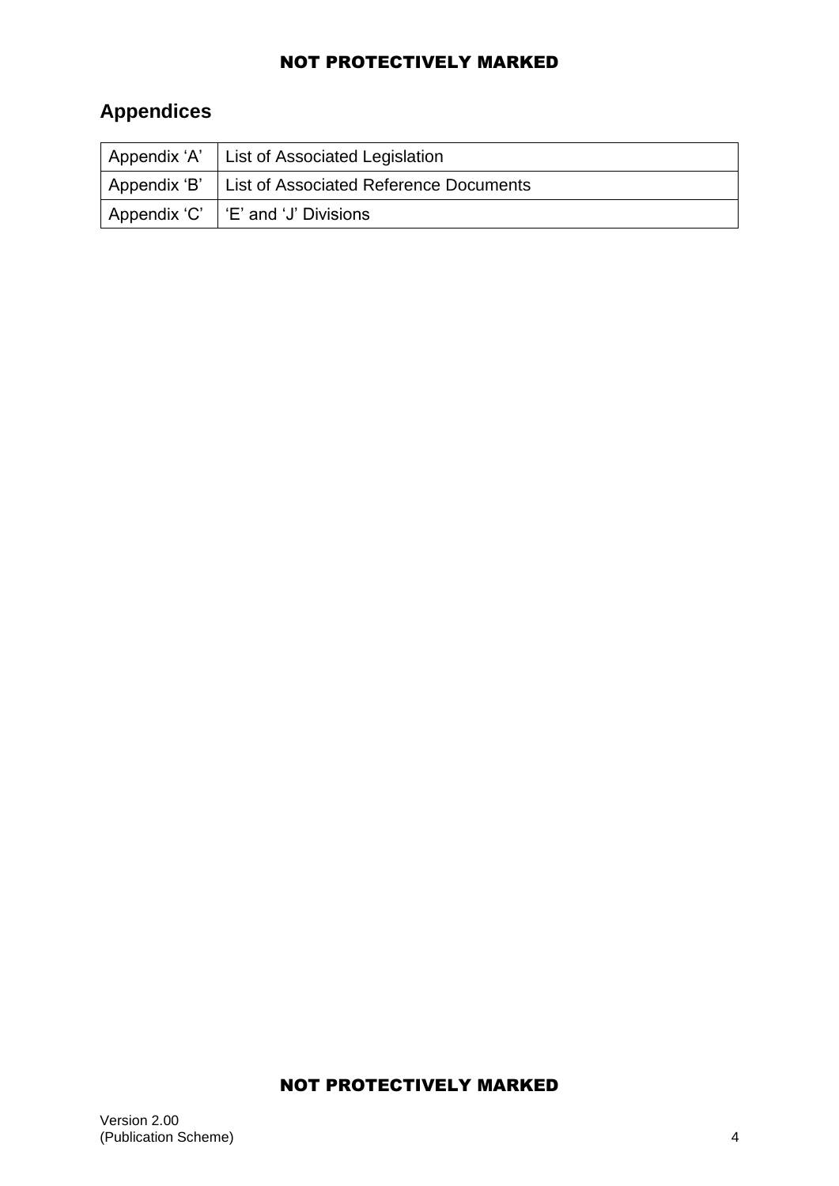## Appendices

| Appendix ‘A’ | List of Associated Legislation |
|---|---|
| Appendix ‘B’ | List of Associated Reference Documents |
| Appendix ‘C’ | ‘E’ and ‘J’ Divisions |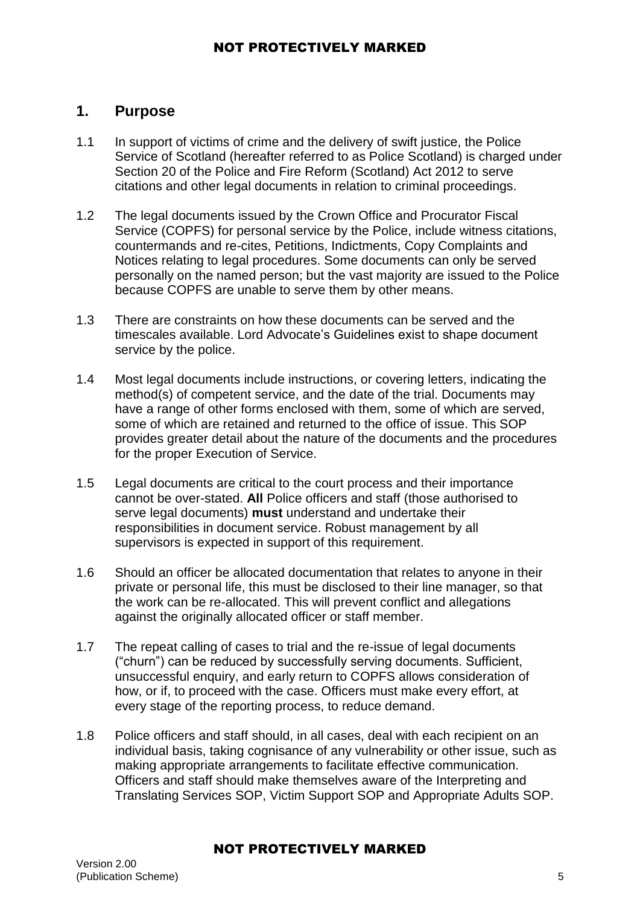## 1. Purpose

1.1 In support of victims of crime and the delivery of swift justice, the Police Service of Scotland (hereafter referred to as Police Scotland) is charged under Section 20 of the Police and Fire Reform (Scotland) Act 2012 to serve citations and other legal documents in relation to criminal proceedings.

1.2 The legal documents issued by the Crown Office and Procurator Fiscal Service (COPFS) for personal service by the Police, include witness citations, countermands and re-cites, Petitions, Indictments, Copy Complaints and Notices relating to legal procedures. Some documents can only be served personally on the named person; but the vast majority are issued to the Police because COPFS are unable to serve them by other means.

1.3 There are constraints on how these documents can be served and the timescales available. Lord Advocate's Guidelines exist to shape document service by the police.

1.4 Most legal documents include instructions, or covering letters, indicating the method(s) of competent service, and the date of the trial. Documents may have a range of other forms enclosed with them, some of which are served, some of which are retained and returned to the office of issue. This SOP provides greater detail about the nature of the documents and the procedures for the proper Execution of Service.

1.5 Legal documents are critical to the court process and their importance cannot be over-stated. **All** Police officers and staff (those authorised to serve legal documents) **must** understand and undertake their responsibilities in document service. Robust management by all supervisors is expected in support of this requirement.

1.6 Should an officer be allocated documentation that relates to anyone in their private or personal life, this must be disclosed to their line manager, so that the work can be re-allocated. This will prevent conflict and allegations against the originally allocated officer or staff member.

1.7 The repeat calling of cases to trial and the re-issue of legal documents ("churn") can be reduced by successfully serving documents. Sufficient, unsuccessful enquiry, and early return to COPFS allows consideration of how, or if, to proceed with the case. Officers must make every effort, at every stage of the reporting process, to reduce demand.

1.8 Police officers and staff should, in all cases, deal with each recipient on an individual basis, taking cognisance of any vulnerability or other issue, such as making appropriate arrangements to facilitate effective communication. Officers and staff should make themselves aware of the Interpreting and Translating Services SOP, Victim Support SOP and Appropriate Adults SOP.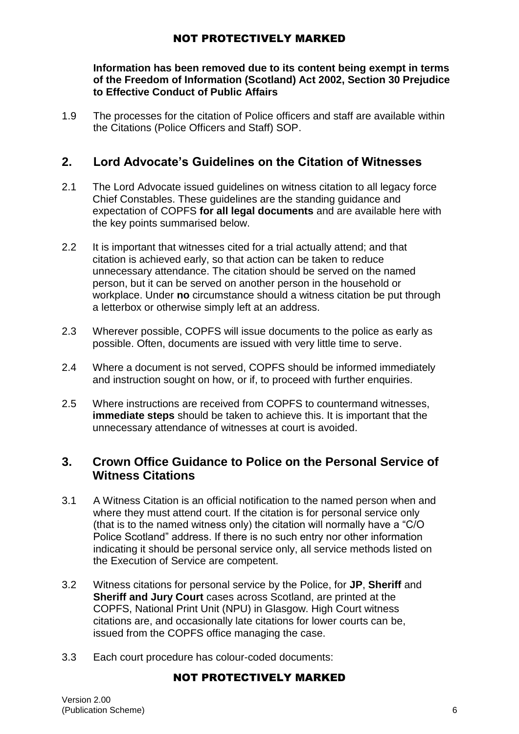**Information has been removed due to its content being exempt in terms of the Freedom of Information (Scotland) Act 2002, Section 30 Prejudice to Effective Conduct of Public Affairs**

1.9 The processes for the citation of Police officers and staff are available within the Citations (Police Officers and Staff) SOP.

## 2. Lord Advocate's Guidelines on the Citation of Witnesses

2.1 The Lord Advocate issued guidelines on witness citation to all legacy force Chief Constables. These guidelines are the standing guidance and expectation of COPFS **for all legal documents** and are available here with the key points summarised below.

2.2 It is important that witnesses cited for a trial actually attend; and that citation is achieved early, so that action can be taken to reduce unnecessary attendance. The citation should be served on the named person, but it can be served on another person in the household or workplace. Under **no** circumstance should a witness citation be put through a letterbox or otherwise simply left at an address.

2.3 Wherever possible, COPFS will issue documents to the police as early as possible. Often, documents are issued with very little time to serve.

2.4 Where a document is not served, COPFS should be informed immediately and instruction sought on how, or if, to proceed with further enquiries.

2.5 Where instructions are received from COPFS to countermand witnesses, **immediate steps** should be taken to achieve this. It is important that the unnecessary attendance of witnesses at court is avoided.

## 3. Crown Office Guidance to Police on the Personal Service of Witness Citations

3.1 A Witness Citation is an official notification to the named person when and where they must attend court. If the citation is for personal service only (that is to the named witness only) the citation will normally have a "C/O Police Scotland" address. If there is no such entry nor other information indicating it should be personal service only, all service methods listed on the Execution of Service are competent.

3.2 Witness citations for personal service by the Police, for **JP**, **Sheriff** and **Sheriff and Jury Court** cases across Scotland, are printed at the COPFS, National Print Unit (NPU) in Glasgow. High Court witness citations are, and occasionally late citations for lower courts can be, issued from the COPFS office managing the case.

3.3 Each court procedure has colour-coded documents: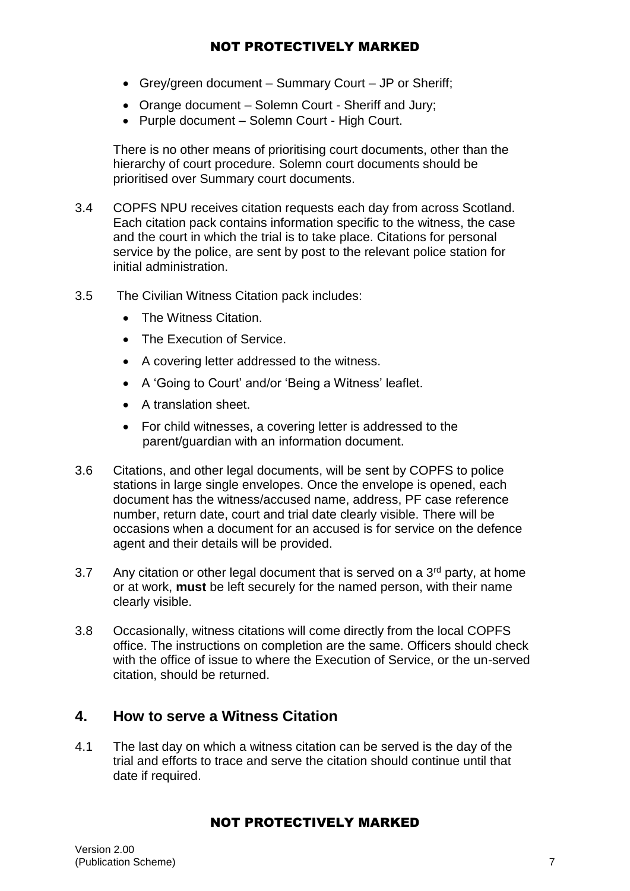- Grey/green document – Summary Court – JP or Sheriff;
- Orange document – Solemn Court - Sheriff and Jury;
- Purple document – Solemn Court - High Court.

There is no other means of prioritising court documents, other than the hierarchy of court procedure. Solemn court documents should be prioritised over Summary court documents.

3.4 COPFS NPU receives citation requests each day from across Scotland. Each citation pack contains information specific to the witness, the case and the court in which the trial is to take place. Citations for personal service by the police, are sent by post to the relevant police station for initial administration.

3.5 The Civilian Witness Citation pack includes:

- The Witness Citation.
- The Execution of Service.
- A covering letter addressed to the witness.
- A 'Going to Court' and/or 'Being a Witness' leaflet.
- A translation sheet.
- For child witnesses, a covering letter is addressed to the parent/guardian with an information document.

3.6 Citations, and other legal documents, will be sent by COPFS to police stations in large single envelopes. Once the envelope is opened, each document has the witness/accused name, address, PF case reference number, return date, court and trial date clearly visible. There will be occasions when a document for an accused is for service on the defence agent and their details will be provided.

3.7 Any citation or other legal document that is served on a 3rd party, at home or at work, **must** be left securely for the named person, with their name clearly visible.

3.8 Occasionally, witness citations will come directly from the local COPFS office. The instructions on completion are the same. Officers should check with the office of issue to where the Execution of Service, or the un-served citation, should be returned.

## 4. How to serve a Witness Citation

4.1 The last day on which a witness citation can be served is the day of the trial and efforts to trace and serve the citation should continue until that date if required.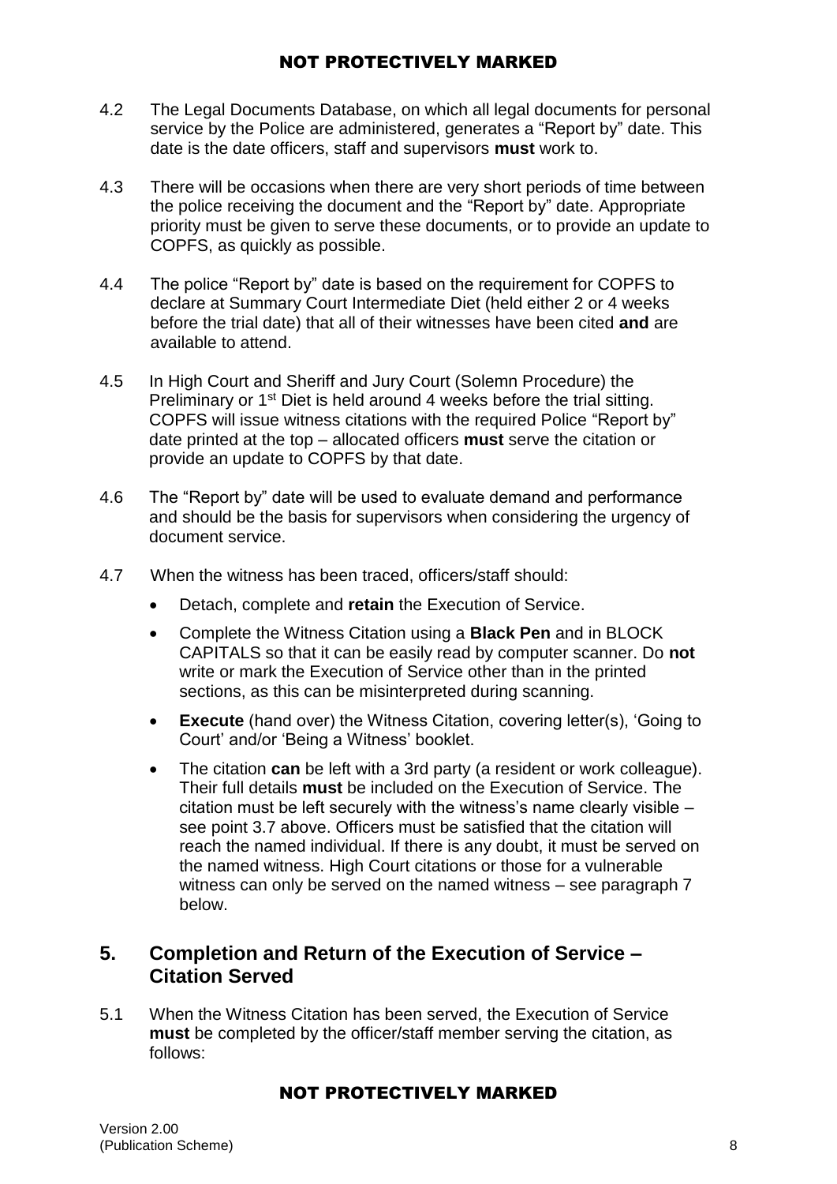4.2 The Legal Documents Database, on which all legal documents for personal service by the Police are administered, generates a “Report by” date. This date is the date officers, staff and supervisors **must** work to.

4.3 There will be occasions when there are very short periods of time between the police receiving the document and the “Report by” date. Appropriate priority must be given to serve these documents, or to provide an update to COPFS, as quickly as possible.

4.4 The police “Report by” date is based on the requirement for COPFS to declare at Summary Court Intermediate Diet (held either 2 or 4 weeks before the trial date) that all of their witnesses have been cited **and** are available to attend.

4.5 In High Court and Sheriff and Jury Court (Solemn Procedure) the Preliminary or 1st Diet is held around 4 weeks before the trial sitting. COPFS will issue witness citations with the required Police “Report by” date printed at the top – allocated officers **must** serve the citation or provide an update to COPFS by that date.

4.6 The “Report by” date will be used to evaluate demand and performance and should be the basis for supervisors when considering the urgency of document service.

4.7 When the witness has been traced, officers/staff should:

- Detach, complete and **retain** the Execution of Service.
- Complete the Witness Citation using a **Black Pen** and in BLOCK CAPITALS so that it can be easily read by computer scanner. Do **not** write or mark the Execution of Service other than in the printed sections, as this can be misinterpreted during scanning.
- **Execute** (hand over) the Witness Citation, covering letter(s), ‘Going to Court’ and/or ‘Being a Witness’ booklet.
- The citation **can** be left with a 3rd party (a resident or work colleague). Their full details **must** be included on the Execution of Service. The citation must be left securely with the witness’s name clearly visible – see point 3.7 above. Officers must be satisfied that the citation will reach the named individual. If there is any doubt, it must be served on the named witness. High Court citations or those for a vulnerable witness can only be served on the named witness – see paragraph 7 below.

## 5. Completion and Return of the Execution of Service – Citation Served

5.1 When the Witness Citation has been served, the Execution of Service **must** be completed by the officer/staff member serving the citation, as follows: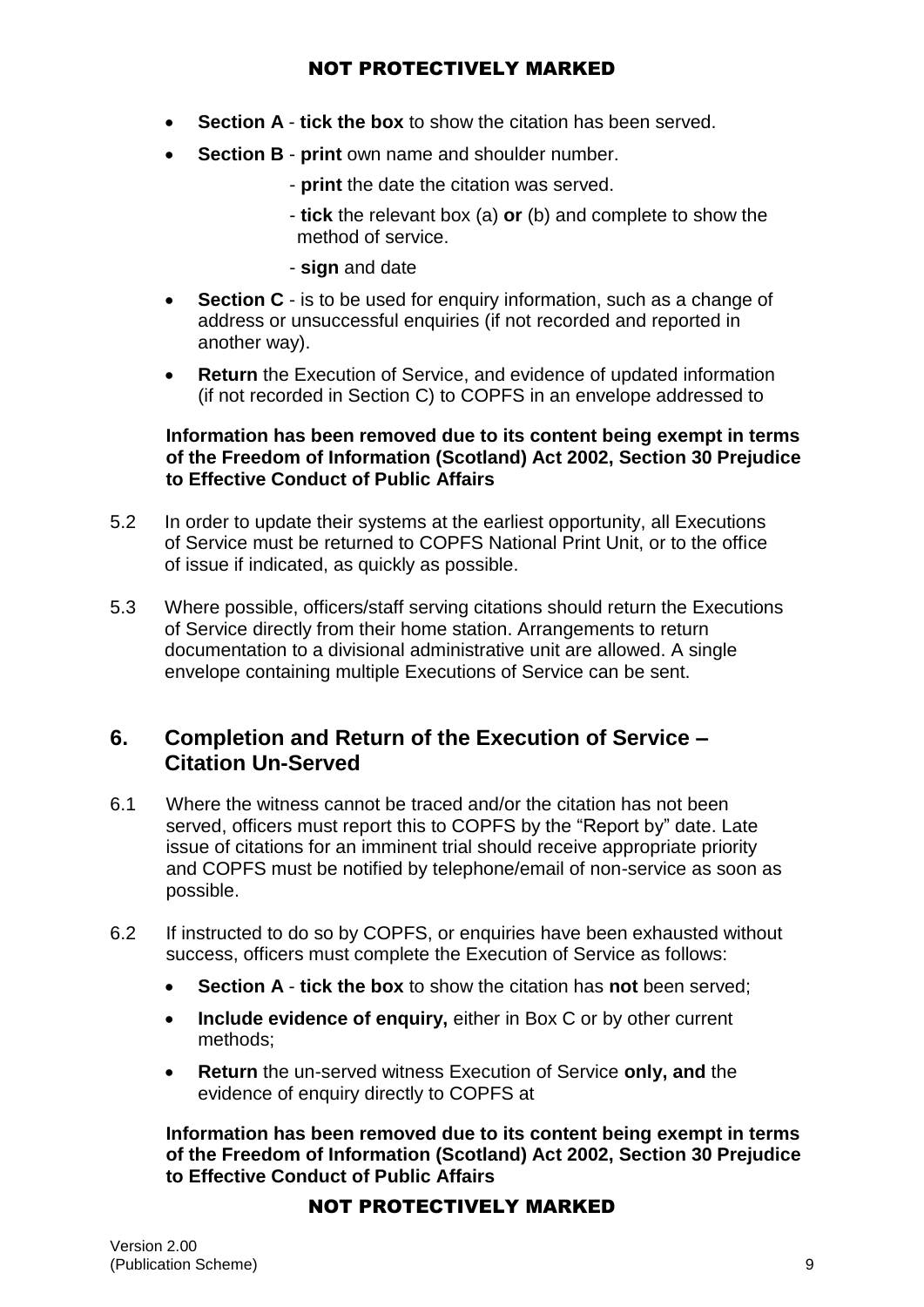- **Section A** - **tick the box** to show the citation has been served.
- **Section B** - **print** own name and shoulder number.
  - **print** the date the citation was served.
  - **tick** the relevant box (a) **or** (b) and complete to show the method of service.
  - **sign** and date
- **Section C** - is to be used for enquiry information, such as a change of address or unsuccessful enquiries (if not recorded and reported in another way).
- **Return** the Execution of Service, and evidence of updated information (if not recorded in Section C) to COPFS in an envelope addressed to

  **Information has been removed due to its content being exempt in terms of the Freedom of Information (Scotland) Act 2002, Section 30 Prejudice to Effective Conduct of Public Affairs**

5.2 In order to update their systems at the earliest opportunity, all Executions of Service must be returned to COPFS National Print Unit, or to the office of issue if indicated, as quickly as possible.

5.3 Where possible, officers/staff serving citations should return the Executions of Service directly from their home station. Arrangements to return documentation to a divisional administrative unit are allowed. A single envelope containing multiple Executions of Service can be sent.

## 6. Completion and Return of the Execution of Service – Citation Un-Served

6.1 Where the witness cannot be traced and/or the citation has not been served, officers must report this to COPFS by the "Report by" date. Late issue of citations for an imminent trial should receive appropriate priority and COPFS must be notified by telephone/email of non-service as soon as possible.

6.2 If instructed to do so by COPFS, or enquiries have been exhausted without success, officers must complete the Execution of Service as follows:

- **Section A** - **tick the box** to show the citation has **not** been served;
- **Include evidence of enquiry,** either in Box C or by other current methods;
- **Return** the un-served witness Execution of Service **only, and** the evidence of enquiry directly to COPFS at

  **Information has been removed due to its content being exempt in terms of the Freedom of Information (Scotland) Act 2002, Section 30 Prejudice to Effective Conduct of Public Affairs**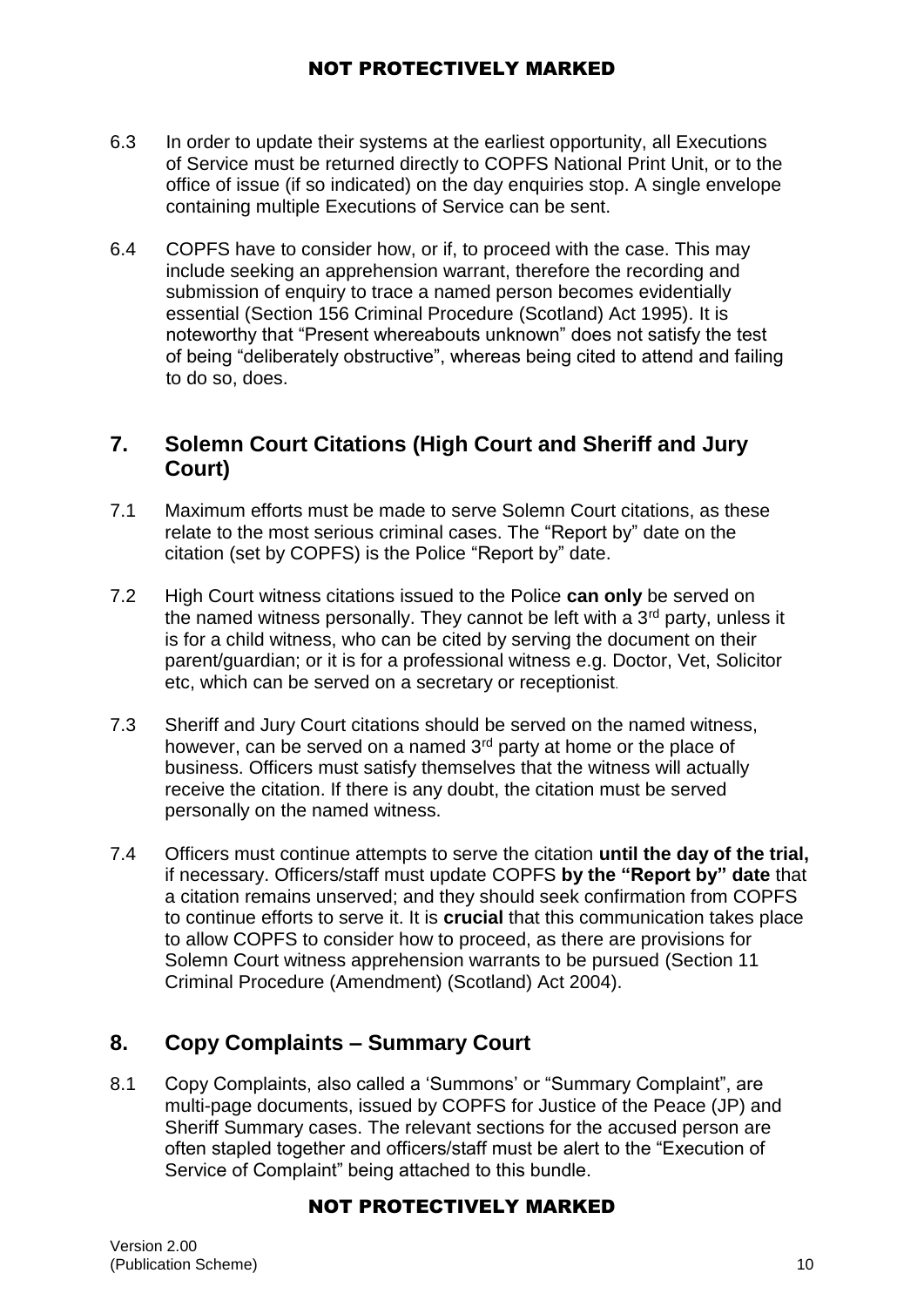6.3 In order to update their systems at the earliest opportunity, all Executions of Service must be returned directly to COPFS National Print Unit, or to the office of issue (if so indicated) on the day enquiries stop. A single envelope containing multiple Executions of Service can be sent.

6.4 COPFS have to consider how, or if, to proceed with the case. This may include seeking an apprehension warrant, therefore the recording and submission of enquiry to trace a named person becomes evidentially essential (Section 156 Criminal Procedure (Scotland) Act 1995). It is noteworthy that "Present whereabouts unknown" does not satisfy the test of being "deliberately obstructive", whereas being cited to attend and failing to do so, does.

## 7. Solemn Court Citations (High Court and Sheriff and Jury Court)

7.1 Maximum efforts must be made to serve Solemn Court citations, as these relate to the most serious criminal cases. The "Report by" date on the citation (set by COPFS) is the Police "Report by" date.

7.2 High Court witness citations issued to the Police **can only** be served on the named witness personally. They cannot be left with a 3rd party, unless it is for a child witness, who can be cited by serving the document on their parent/guardian; or it is for a professional witness e.g. Doctor, Vet, Solicitor etc, which can be served on a secretary or receptionist.

7.3 Sheriff and Jury Court citations should be served on the named witness, however, can be served on a named 3rd party at home or the place of business. Officers must satisfy themselves that the witness will actually receive the citation. If there is any doubt, the citation must be served personally on the named witness.

7.4 Officers must continue attempts to serve the citation **until the day of the trial,** if necessary. Officers/staff must update COPFS **by the "Report by" date** that a citation remains unserved; and they should seek confirmation from COPFS to continue efforts to serve it. It is **crucial** that this communication takes place to allow COPFS to consider how to proceed, as there are provisions for Solemn Court witness apprehension warrants to be pursued (Section 11 Criminal Procedure (Amendment) (Scotland) Act 2004).

## 8. Copy Complaints – Summary Court

8.1 Copy Complaints, also called a 'Summons' or "Summary Complaint", are multi-page documents, issued by COPFS for Justice of the Peace (JP) and Sheriff Summary cases. The relevant sections for the accused person are often stapled together and officers/staff must be alert to the "Execution of Service of Complaint" being attached to this bundle.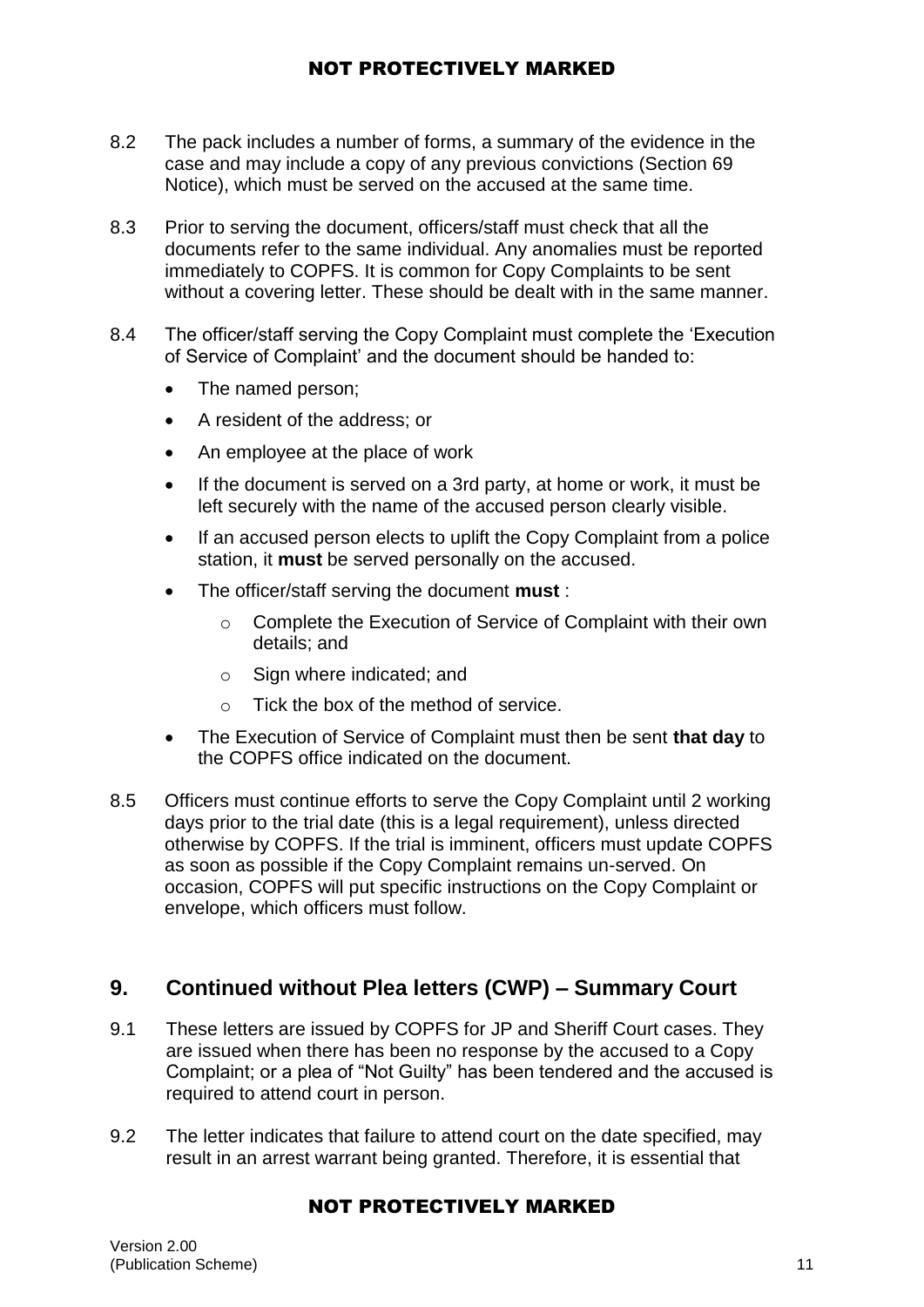8.2 The pack includes a number of forms, a summary of the evidence in the case and may include a copy of any previous convictions (Section 69 Notice), which must be served on the accused at the same time.

8.3 Prior to serving the document, officers/staff must check that all the documents refer to the same individual. Any anomalies must be reported immediately to COPFS. It is common for Copy Complaints to be sent without a covering letter. These should be dealt with in the same manner.

8.4 The officer/staff serving the Copy Complaint must complete the 'Execution of Service of Complaint' and the document should be handed to:

- The named person;
- A resident of the address; or
- An employee at the place of work
- If the document is served on a 3rd party, at home or work, it must be left securely with the name of the accused person clearly visible.
- If an accused person elects to uplift the Copy Complaint from a police station, it **must** be served personally on the accused.
- The officer/staff serving the document **must** :
    - Complete the Execution of Service of Complaint with their own details; and
    - Sign where indicated; and
    - Tick the box of the method of service.
- The Execution of Service of Complaint must then be sent **that day** to the COPFS office indicated on the document.

8.5 Officers must continue efforts to serve the Copy Complaint until 2 working days prior to the trial date (this is a legal requirement), unless directed otherwise by COPFS. If the trial is imminent, officers must update COPFS as soon as possible if the Copy Complaint remains un-served. On occasion, COPFS will put specific instructions on the Copy Complaint or envelope, which officers must follow.

## 9. Continued without Plea letters (CWP) – Summary Court

9.1 These letters are issued by COPFS for JP and Sheriff Court cases. They are issued when there has been no response by the accused to a Copy Complaint; or a plea of "Not Guilty" has been tendered and the accused is required to attend court in person.

9.2 The letter indicates that failure to attend court on the date specified, may result in an arrest warrant being granted. Therefore, it is essential that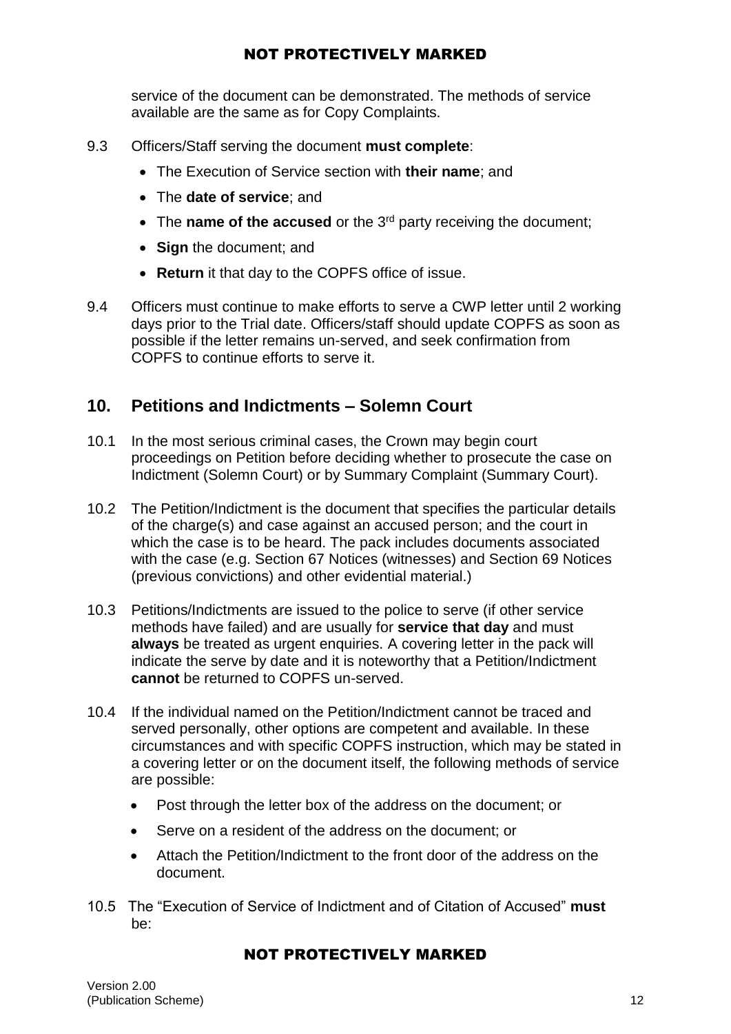service of the document can be demonstrated. The methods of service available are the same as for Copy Complaints.

9.3 Officers/Staff serving the document **must complete**:

- The Execution of Service section with **their name**; and
- The **date of service**; and
- The **name of the accused** or the 3rd party receiving the document;
- **Sign** the document; and
- **Return** it that day to the COPFS office of issue.

9.4 Officers must continue to make efforts to serve a CWP letter until 2 working days prior to the Trial date. Officers/staff should update COPFS as soon as possible if the letter remains un-served, and seek confirmation from COPFS to continue efforts to serve it.

## 10. Petitions and Indictments – Solemn Court

10.1 In the most serious criminal cases, the Crown may begin court proceedings on Petition before deciding whether to prosecute the case on Indictment (Solemn Court) or by Summary Complaint (Summary Court).

10.2 The Petition/Indictment is the document that specifies the particular details of the charge(s) and case against an accused person; and the court in which the case is to be heard. The pack includes documents associated with the case (e.g. Section 67 Notices (witnesses) and Section 69 Notices (previous convictions) and other evidential material.)

10.3 Petitions/Indictments are issued to the police to serve (if other service methods have failed) and are usually for **service that day** and must **always** be treated as urgent enquiries. A covering letter in the pack will indicate the serve by date and it is noteworthy that a Petition/Indictment **cannot** be returned to COPFS un-served.

10.4 If the individual named on the Petition/Indictment cannot be traced and served personally, other options are competent and available. In these circumstances and with specific COPFS instruction, which may be stated in a covering letter or on the document itself, the following methods of service are possible:

- Post through the letter box of the address on the document; or
- Serve on a resident of the address on the document; or
- Attach the Petition/Indictment to the front door of the address on the document.

10.5 The "Execution of Service of Indictment and of Citation of Accused" **must** be: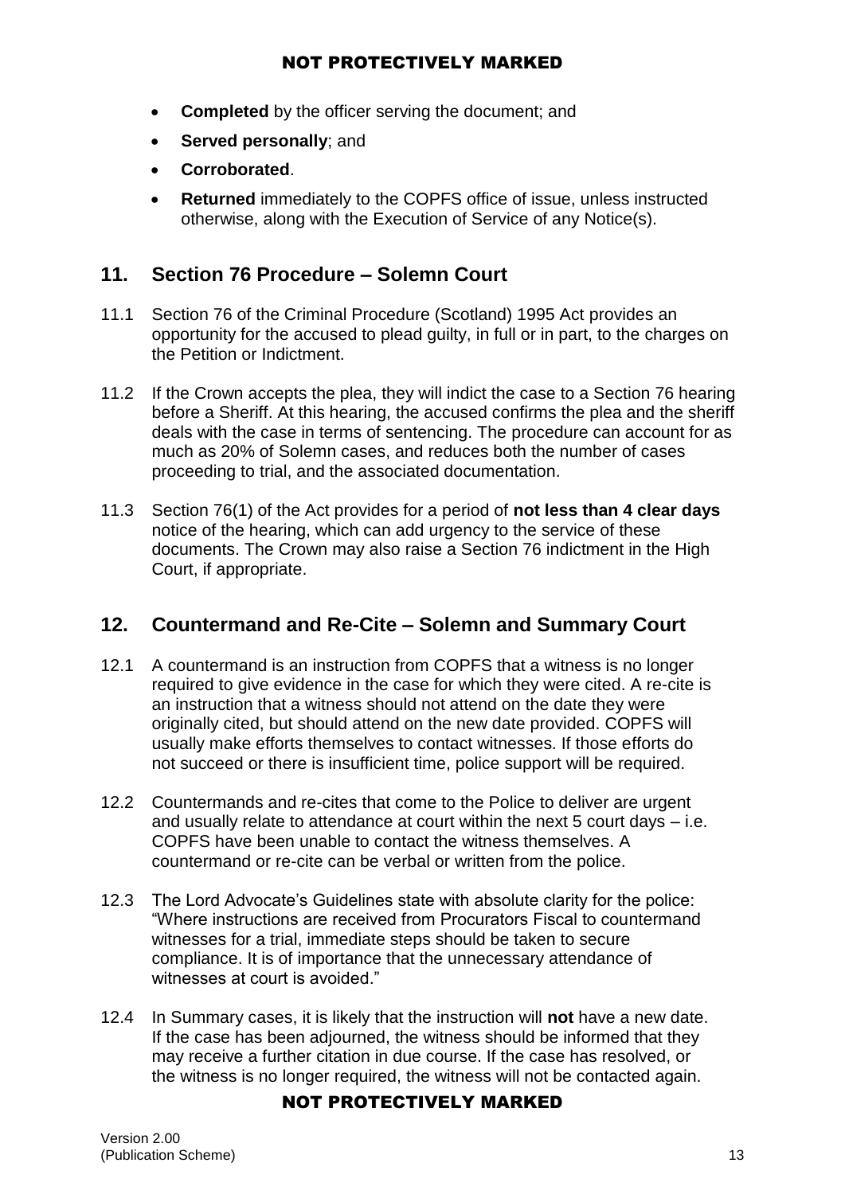- **Completed** by the officer serving the document; and
- **Served personally**; and
- **Corroborated**.
- **Returned** immediately to the COPFS office of issue, unless instructed otherwise, along with the Execution of Service of any Notice(s).

## 11. Section 76 Procedure – Solemn Court

11.1 Section 76 of the Criminal Procedure (Scotland) 1995 Act provides an opportunity for the accused to plead guilty, in full or in part, to the charges on the Petition or Indictment.

11.2 If the Crown accepts the plea, they will indict the case to a Section 76 hearing before a Sheriff. At this hearing, the accused confirms the plea and the sheriff deals with the case in terms of sentencing. The procedure can account for as much as 20% of Solemn cases, and reduces both the number of cases proceeding to trial, and the associated documentation.

11.3 Section 76(1) of the Act provides for a period of **not less than 4 clear days** notice of the hearing, which can add urgency to the service of these documents. The Crown may also raise a Section 76 indictment in the High Court, if appropriate.

## 12. Countermand and Re-Cite – Solemn and Summary Court

12.1 A countermand is an instruction from COPFS that a witness is no longer required to give evidence in the case for which they were cited. A re-cite is an instruction that a witness should not attend on the date they were originally cited, but should attend on the new date provided. COPFS will usually make efforts themselves to contact witnesses. If those efforts do not succeed or there is insufficient time, police support will be required.

12.2 Countermands and re-cites that come to the Police to deliver are urgent and usually relate to attendance at court within the next 5 court days – i.e. COPFS have been unable to contact the witness themselves. A countermand or re-cite can be verbal or written from the police.

12.3 The Lord Advocate's Guidelines state with absolute clarity for the police: "Where instructions are received from Procurators Fiscal to countermand witnesses for a trial, immediate steps should be taken to secure compliance. It is of importance that the unnecessary attendance of witnesses at court is avoided."

12.4 In Summary cases, it is likely that the instruction will **not** have a new date. If the case has been adjourned, the witness should be informed that they may receive a further citation in due course. If the case has resolved, or the witness is no longer required, the witness will not be contacted again.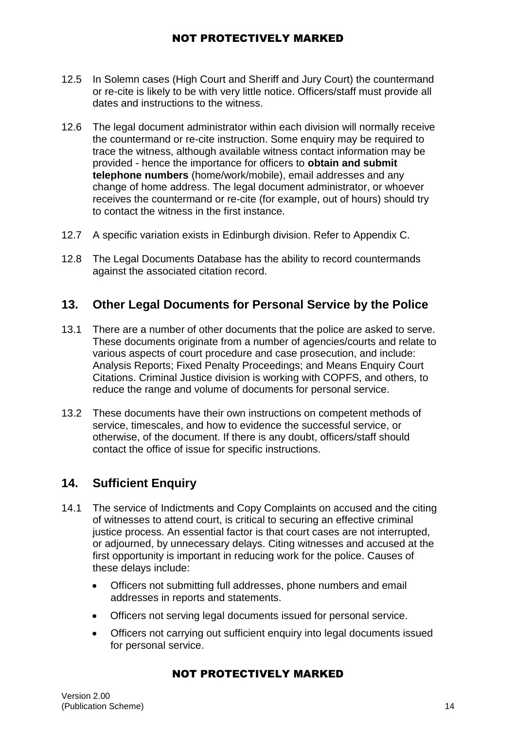12.5 In Solemn cases (High Court and Sheriff and Jury Court) the countermand or re-cite is likely to be with very little notice. Officers/staff must provide all dates and instructions to the witness.

12.6 The legal document administrator within each division will normally receive the countermand or re-cite instruction. Some enquiry may be required to trace the witness, although available witness contact information may be provided - hence the importance for officers to **obtain and submit telephone numbers** (home/work/mobile), email addresses and any change of home address. The legal document administrator, or whoever receives the countermand or re-cite (for example, out of hours) should try to contact the witness in the first instance.

12.7 A specific variation exists in Edinburgh division. Refer to Appendix C.

12.8 The Legal Documents Database has the ability to record countermands against the associated citation record.

## 13. Other Legal Documents for Personal Service by the Police

13.1 There are a number of other documents that the police are asked to serve. These documents originate from a number of agencies/courts and relate to various aspects of court procedure and case prosecution, and include: Analysis Reports; Fixed Penalty Proceedings; and Means Enquiry Court Citations. Criminal Justice division is working with COPFS, and others, to reduce the range and volume of documents for personal service.

13.2 These documents have their own instructions on competent methods of service, timescales, and how to evidence the successful service, or otherwise, of the document. If there is any doubt, officers/staff should contact the office of issue for specific instructions.

## 14. Sufficient Enquiry

14.1 The service of Indictments and Copy Complaints on accused and the citing of witnesses to attend court, is critical to securing an effective criminal justice process. An essential factor is that court cases are not interrupted, or adjourned, by unnecessary delays. Citing witnesses and accused at the first opportunity is important in reducing work for the police. Causes of these delays include:

- Officers not submitting full addresses, phone numbers and email addresses in reports and statements.
- Officers not serving legal documents issued for personal service.
- Officers not carrying out sufficient enquiry into legal documents issued for personal service.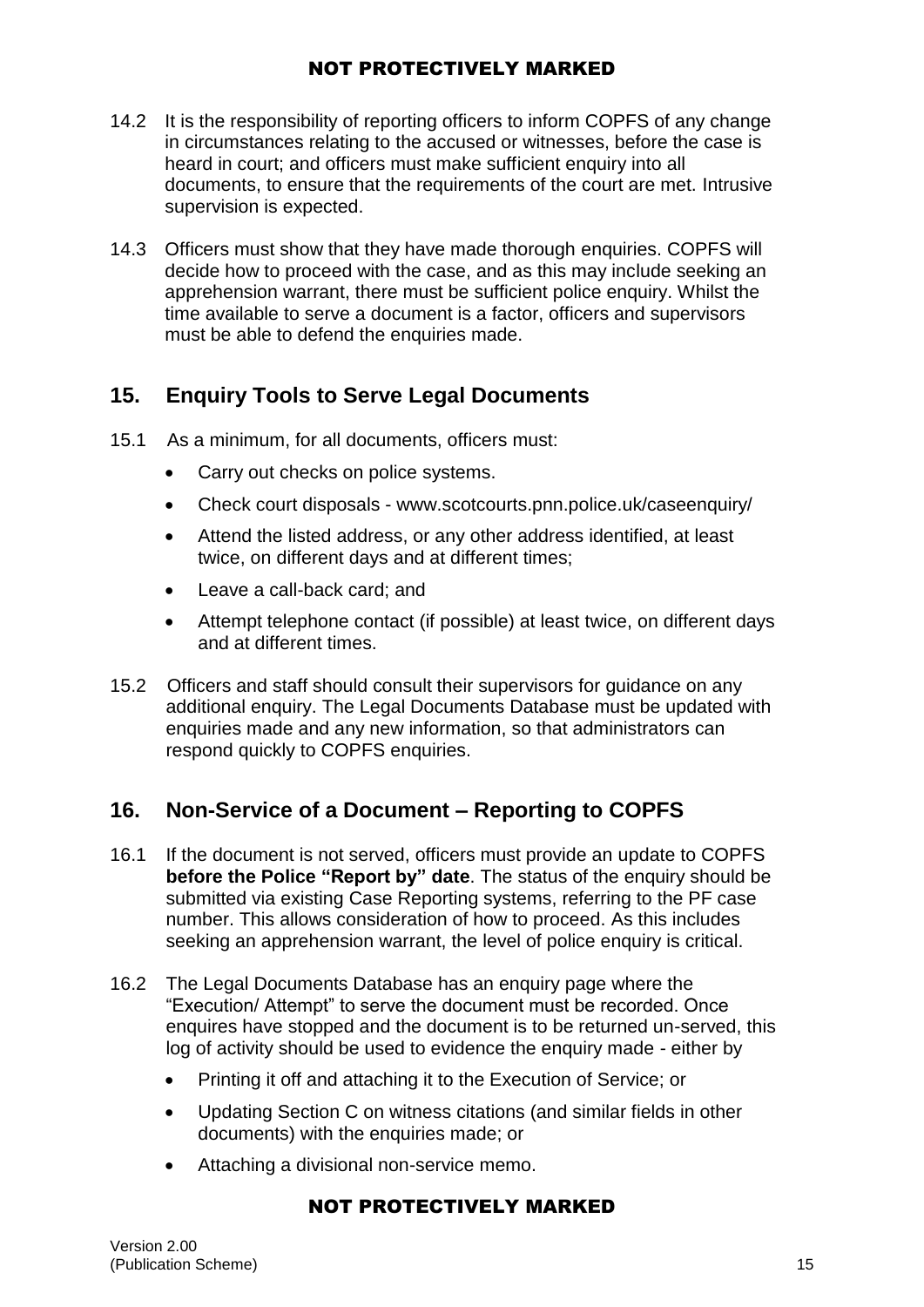14.2 It is the responsibility of reporting officers to inform COPFS of any change in circumstances relating to the accused or witnesses, before the case is heard in court; and officers must make sufficient enquiry into all documents, to ensure that the requirements of the court are met. Intrusive supervision is expected.

14.3 Officers must show that they have made thorough enquiries. COPFS will decide how to proceed with the case, and as this may include seeking an apprehension warrant, there must be sufficient police enquiry. Whilst the time available to serve a document is a factor, officers and supervisors must be able to defend the enquiries made.

## 15. Enquiry Tools to Serve Legal Documents

15.1 As a minimum, for all documents, officers must:

- Carry out checks on police systems.
- Check court disposals - www.scotcourts.pnn.police.uk/caseenquiry/
- Attend the listed address, or any other address identified, at least twice, on different days and at different times;
- Leave a call-back card; and
- Attempt telephone contact (if possible) at least twice, on different days and at different times.

15.2 Officers and staff should consult their supervisors for guidance on any additional enquiry. The Legal Documents Database must be updated with enquiries made and any new information, so that administrators can respond quickly to COPFS enquiries.

## 16. Non-Service of a Document – Reporting to COPFS

16.1 If the document is not served, officers must provide an update to COPFS **before the Police "Report by" date**. The status of the enquiry should be submitted via existing Case Reporting systems, referring to the PF case number. This allows consideration of how to proceed. As this includes seeking an apprehension warrant, the level of police enquiry is critical.

16.2 The Legal Documents Database has an enquiry page where the "Execution/ Attempt" to serve the document must be recorded. Once enquires have stopped and the document is to be returned un-served, this log of activity should be used to evidence the enquiry made - either by

- Printing it off and attaching it to the Execution of Service; or
- Updating Section C on witness citations (and similar fields in other documents) with the enquiries made; or
- Attaching a divisional non-service memo.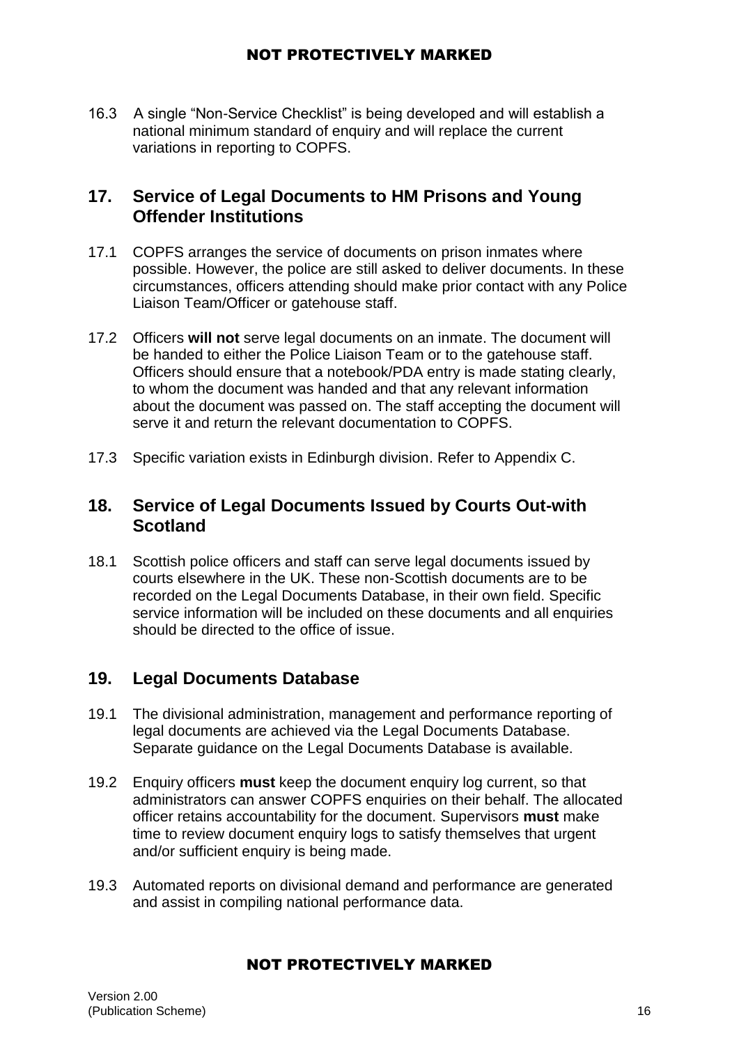16.3 A single “Non-Service Checklist” is being developed and will establish a national minimum standard of enquiry and will replace the current variations in reporting to COPFS.

## 17. Service of Legal Documents to HM Prisons and Young Offender Institutions

17.1 COPFS arranges the service of documents on prison inmates where possible. However, the police are still asked to deliver documents. In these circumstances, officers attending should make prior contact with any Police Liaison Team/Officer or gatehouse staff.

17.2 Officers **will not** serve legal documents on an inmate. The document will be handed to either the Police Liaison Team or to the gatehouse staff. Officers should ensure that a notebook/PDA entry is made stating clearly, to whom the document was handed and that any relevant information about the document was passed on. The staff accepting the document will serve it and return the relevant documentation to COPFS.

17.3 Specific variation exists in Edinburgh division. Refer to Appendix C.

## 18. Service of Legal Documents Issued by Courts Out-with Scotland

18.1 Scottish police officers and staff can serve legal documents issued by courts elsewhere in the UK. These non-Scottish documents are to be recorded on the Legal Documents Database, in their own field. Specific service information will be included on these documents and all enquiries should be directed to the office of issue.

## 19. Legal Documents Database

19.1 The divisional administration, management and performance reporting of legal documents are achieved via the Legal Documents Database. Separate guidance on the Legal Documents Database is available.

19.2 Enquiry officers **must** keep the document enquiry log current, so that administrators can answer COPFS enquiries on their behalf. The allocated officer retains accountability for the document. Supervisors **must** make time to review document enquiry logs to satisfy themselves that urgent and/or sufficient enquiry is being made.

19.3 Automated reports on divisional demand and performance are generated and assist in compiling national performance data.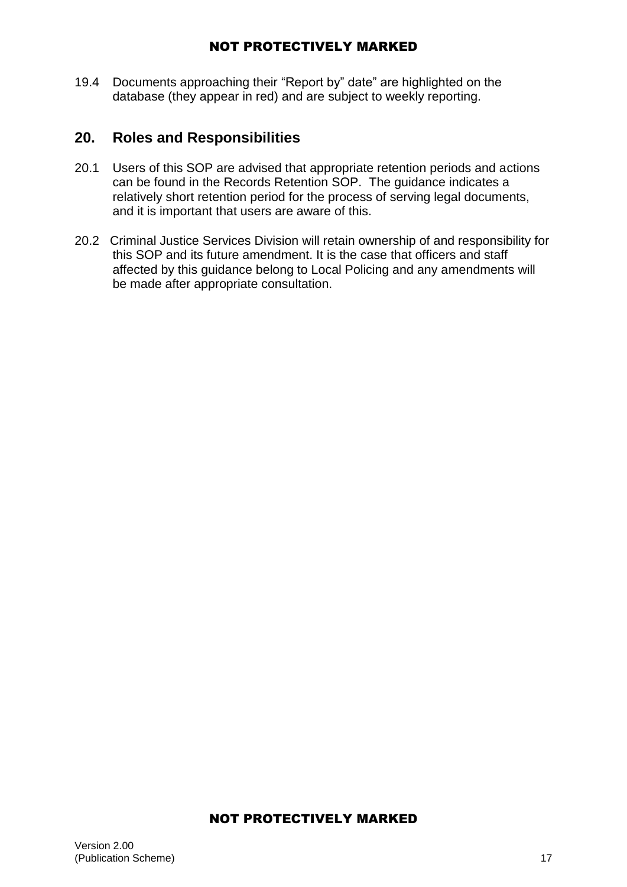19.4 Documents approaching their "Report by" date" are highlighted on the database (they appear in red) and are subject to weekly reporting.

## 20. Roles and Responsibilities

20.1 Users of this SOP are advised that appropriate retention periods and actions can be found in the Records Retention SOP. The guidance indicates a relatively short retention period for the process of serving legal documents, and it is important that users are aware of this.

20.2 Criminal Justice Services Division will retain ownership of and responsibility for this SOP and its future amendment. It is the case that officers and staff affected by this guidance belong to Local Policing and any amendments will be made after appropriate consultation.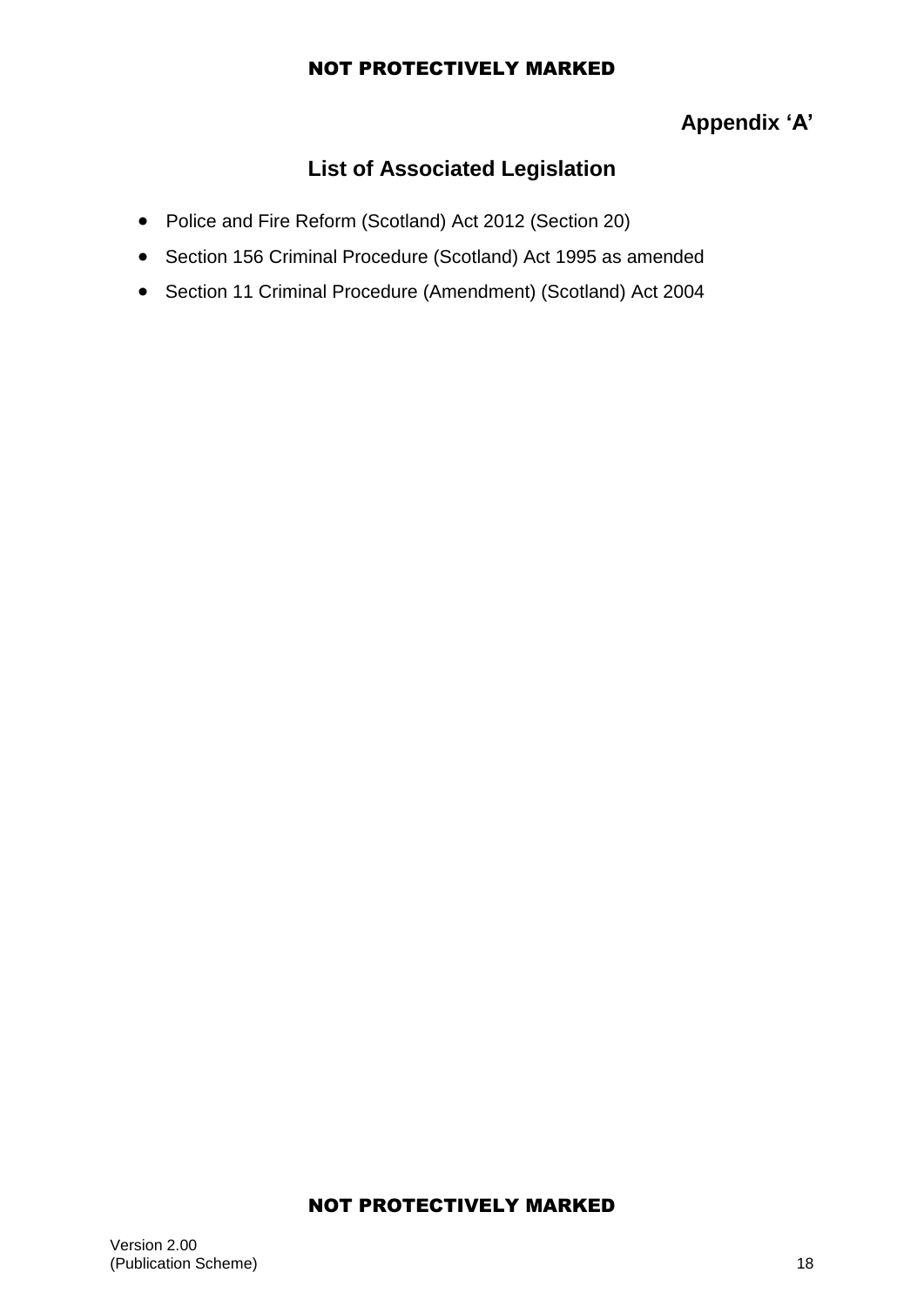**Appendix 'A'**

## List of Associated Legislation

- Police and Fire Reform (Scotland) Act 2012 (Section 20)
- Section 156 Criminal Procedure (Scotland) Act 1995 as amended
- Section 11 Criminal Procedure (Amendment) (Scotland) Act 2004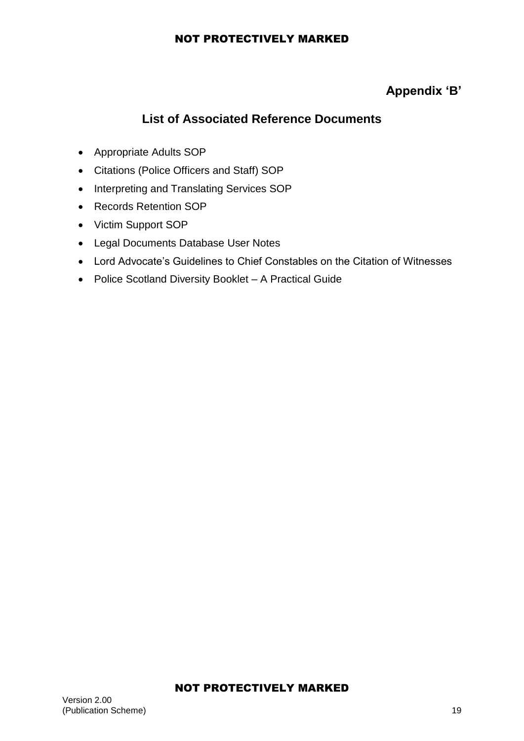**Appendix 'B'**

## List of Associated Reference Documents

- Appropriate Adults SOP
- Citations (Police Officers and Staff) SOP
- Interpreting and Translating Services SOP
- Records Retention SOP
- Victim Support SOP
- Legal Documents Database User Notes
- Lord Advocate's Guidelines to Chief Constables on the Citation of Witnesses
- Police Scotland Diversity Booklet – A Practical Guide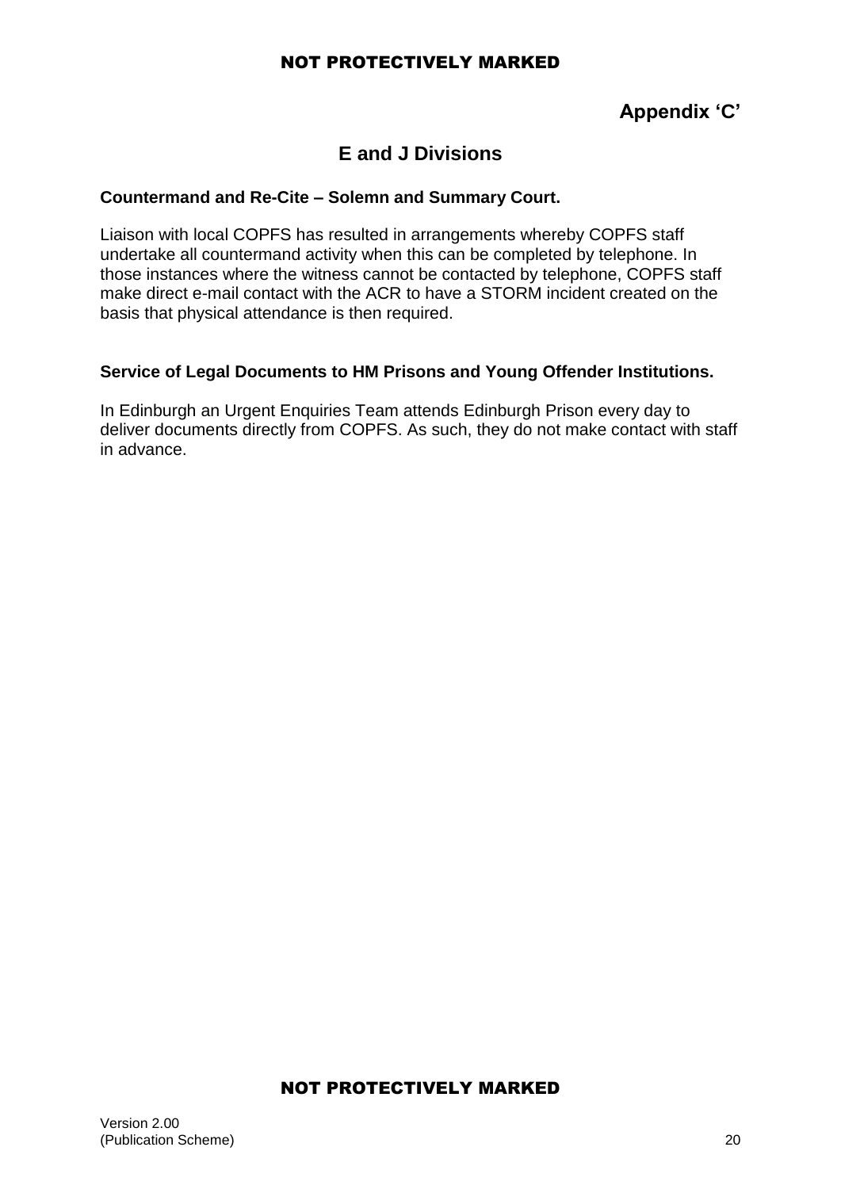**Appendix 'C'**

## E and J Divisions

**Countermand and Re-Cite – Solemn and Summary Court.**

Liaison with local COPFS has resulted in arrangements whereby COPFS staff undertake all countermand activity when this can be completed by telephone. In those instances where the witness cannot be contacted by telephone, COPFS staff make direct e-mail contact with the ACR to have a STORM incident created on the basis that physical attendance is then required.

**Service of Legal Documents to HM Prisons and Young Offender Institutions.**

In Edinburgh an Urgent Enquiries Team attends Edinburgh Prison every day to deliver documents directly from COPFS. As such, they do not make contact with staff in advance.